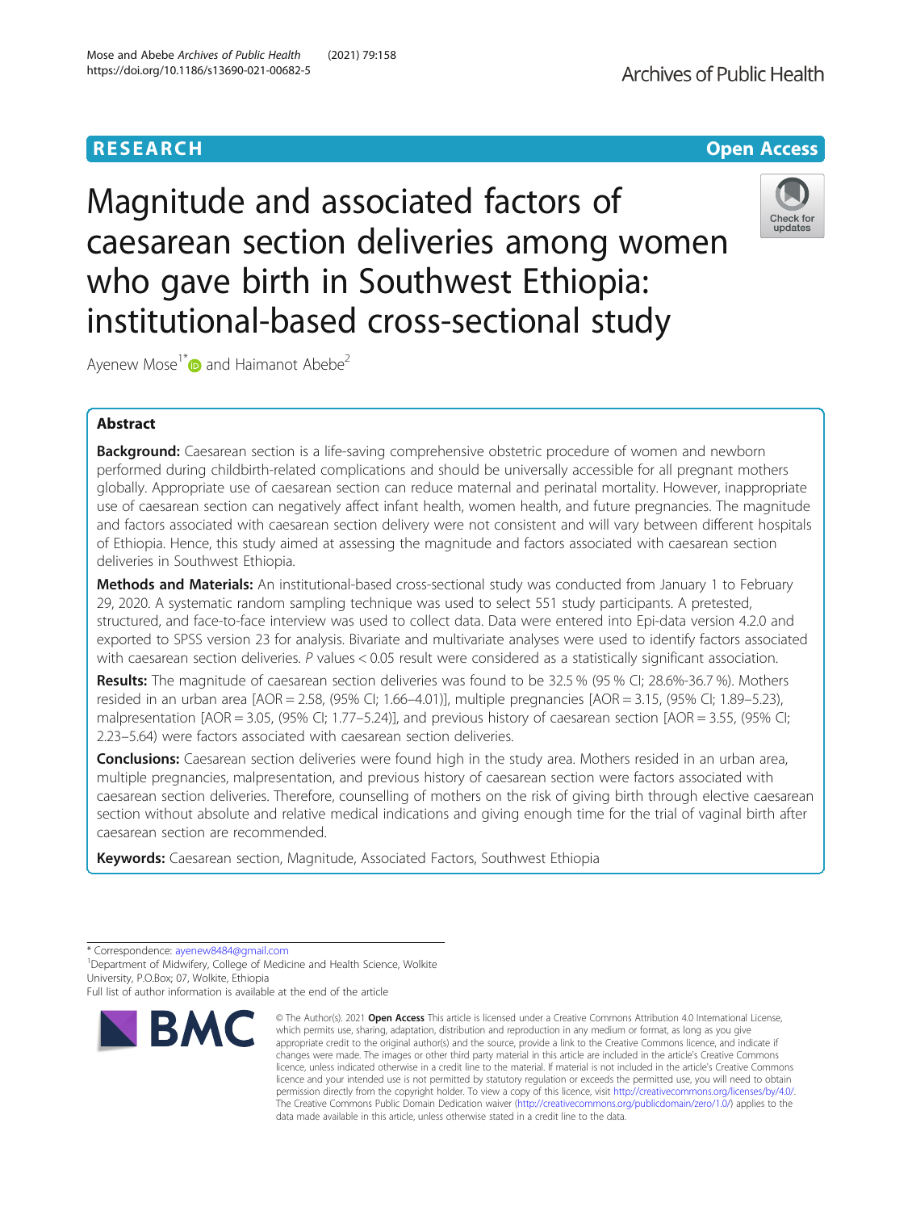RESEARCH

Open Access

# Magnitude and associated factors of caesarean section deliveries among women who gave birth in Southwest Ethiopia: institutional-based cross-sectional study

Ayenew Mose[1*] and Haimanot Abebe[2]

## Abstract

**Background:** Caesarean section is a life-saving comprehensive obstetric procedure of women and newborn performed during childbirth-related complications and should be universally accessible for all pregnant mothers globally. Appropriate use of caesarean section can reduce maternal and perinatal mortality. However, inappropriate use of caesarean section can negatively affect infant health, women health, and future pregnancies. The magnitude and factors associated with caesarean section delivery were not consistent and will vary between different hospitals of Ethiopia. Hence, this study aimed at assessing the magnitude and factors associated with caesarean section deliveries in Southwest Ethiopia.

**Methods and Materials:** An institutional-based cross-sectional study was conducted from January 1 to February 29, 2020. A systematic random sampling technique was used to select 551 study participants. A pretested, structured, and face-to-face interview was used to collect data. Data were entered into Epi-data version 4.2.0 and exported to SPSS version 23 for analysis. Bivariate and multivariate analyses were used to identify factors associated with caesarean section deliveries. *P* values < 0.05 result were considered as a statistically significant association.

**Results:** The magnitude of caesarean section deliveries was found to be 32.5 % (95 % CI; 28.6%-36.7 %). Mothers resided in an urban area [AOR = 2.58, (95% CI; 1.66–4.01)], multiple pregnancies [AOR = 3.15, (95% CI; 1.89–5.23), malpresentation [AOR = 3.05, (95% CI; 1.77–5.24)], and previous history of caesarean section [AOR = 3.55, (95% CI; 2.23–5.64) were factors associated with caesarean section deliveries.

**Conclusions:** Caesarean section deliveries were found high in the study area. Mothers resided in an urban area, multiple pregnancies, malpresentation, and previous history of caesarean section were factors associated with caesarean section deliveries. Therefore, counselling of mothers on the risk of giving birth through elective caesarean section without absolute and relative medical indications and giving enough time for the trial of vaginal birth after caesarean section are recommended.

**Keywords:** Caesarean section, Magnitude, Associated Factors, Southwest Ethiopia

\* Correspondence: ayenew8484@gmail.com

[1]Department of Midwifery, College of Medicine and Health Science, Wolkite University, P.O.Box; 07, Wolkite, Ethiopia

Full list of author information is available at the end of the article

© The Author(s). 2021 **Open Access** This article is licensed under a Creative Commons Attribution 4.0 International License, which permits use, sharing, adaptation, distribution and reproduction in any medium or format, as long as you give appropriate credit to the original author(s) and the source, provide a link to the Creative Commons licence, and indicate if changes were made. The images or other third party material in this article are included in the article's Creative Commons licence, unless indicated otherwise in a credit line to the material. If material is not included in the article's Creative Commons licence and your intended use is not permitted by statutory regulation or exceeds the permitted use, you will need to obtain permission directly from the copyright holder. To view a copy of this licence, visit http://creativecommons.org/licenses/by/4.0/. The Creative Commons Public Domain Dedication waiver (http://creativecommons.org/publicdomain/zero/1.0/) applies to the data made available in this article, unless otherwise stated in a credit line to the data.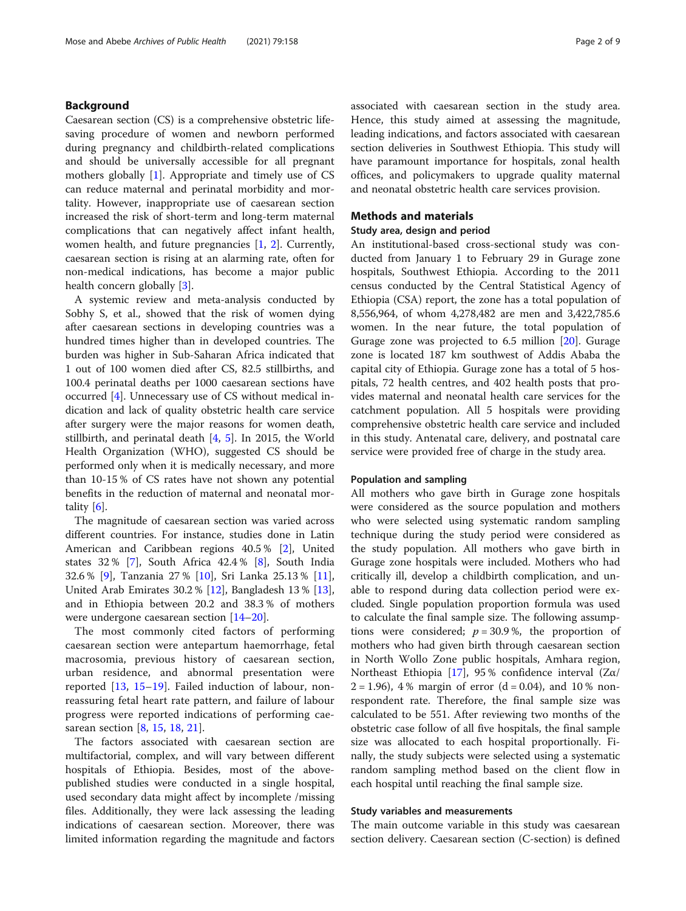## Background

Caesarean section (CS) is a comprehensive obstetric life-saving procedure of women and newborn performed during pregnancy and childbirth-related complications and should be universally accessible for all pregnant mothers globally [1]. Appropriate and timely use of CS can reduce maternal and perinatal morbidity and mortality. However, inappropriate use of caesarean section increased the risk of short-term and long-term maternal complications that can negatively affect infant health, women health, and future pregnancies [1, 2]. Currently, caesarean section is rising at an alarming rate, often for non-medical indications, has become a major public health concern globally [3].

A systemic review and meta-analysis conducted by Sobhy S, et al., showed that the risk of women dying after caesarean sections in developing countries was a hundred times higher than in developed countries. The burden was higher in Sub-Saharan Africa indicated that 1 out of 100 women died after CS, 82.5 stillbirths, and 100.4 perinatal deaths per 1000 caesarean sections have occurred [4]. Unnecessary use of CS without medical indication and lack of quality obstetric health care service after surgery were the major reasons for women death, stillbirth, and perinatal death [4, 5]. In 2015, the World Health Organization (WHO), suggested CS should be performed only when it is medically necessary, and more than 10-15 % of CS rates have not shown any potential benefits in the reduction of maternal and neonatal mortality [6].

The magnitude of caesarean section was varied across different countries. For instance, studies done in Latin American and Caribbean regions 40.5 % [2], United states 32 % [7], South Africa 42.4 % [8], South India 32.6 % [9], Tanzania 27 % [10], Sri Lanka 25.13 % [11], United Arab Emirates 30.2 % [12], Bangladesh 13 % [13], and in Ethiopia between 20.2 and 38.3 % of mothers were undergone caesarean section [14–20].

The most commonly cited factors of performing caesarean section were antepartum haemorrhage, fetal macrosomia, previous history of caesarean section, urban residence, and abnormal presentation were reported [13, 15–19]. Failed induction of labour, non-reassuring fetal heart rate pattern, and failure of labour progress were reported indications of performing caesarean section [8, 15, 18, 21].

The factors associated with caesarean section are multifactorial, complex, and will vary between different hospitals of Ethiopia. Besides, most of the above-published studies were conducted in a single hospital, used secondary data might affect by incomplete /missing files. Additionally, they were lack assessing the leading indications of caesarean section. Moreover, there was limited information regarding the magnitude and factors associated with caesarean section in the study area. Hence, this study aimed at assessing the magnitude, leading indications, and factors associated with caesarean section deliveries in Southwest Ethiopia. This study will have paramount importance for hospitals, zonal health offices, and policymakers to upgrade quality maternal and neonatal obstetric health care services provision.

## Methods and materials

### Study area, design and period

An institutional-based cross-sectional study was conducted from January 1 to February 29 in Gurage zone hospitals, Southwest Ethiopia. According to the 2011 census conducted by the Central Statistical Agency of Ethiopia (CSA) report, the zone has a total population of 8,556,964, of whom 4,278,482 are men and 3,422,785.6 women. In the near future, the total population of Gurage zone was projected to 6.5 million [20]. Gurage zone is located 187 km southwest of Addis Ababa the capital city of Ethiopia. Gurage zone has a total of 5 hospitals, 72 health centres, and 402 health posts that provides maternal and neonatal health care services for the catchment population. All 5 hospitals were providing comprehensive obstetric health care service and included in this study. Antenatal care, delivery, and postnatal care service were provided free of charge in the study area.

### Population and sampling

All mothers who gave birth in Gurage zone hospitals were considered as the source population and mothers who were selected using systematic random sampling technique during the study period were considered as the study population. All mothers who gave birth in Gurage zone hospitals were included. Mothers who had critically ill, develop a childbirth complication, and unable to respond during data collection period were excluded. Single population proportion formula was used to calculate the final sample size. The following assumptions were considered; $p = 30.9\,\%$, the proportion of mothers who had given birth through caesarean section in North Wollo Zone public hospitals, Amhara region, Northeast Ethiopia [17], 95 % confidence interval ($Z\alpha/2 = 1.96$), 4 % margin of error ($d = 0.04$), and 10 % non-respondent rate. Therefore, the final sample size was calculated to be 551. After reviewing two months of the obstetric case follow of all five hospitals, the final sample size was allocated to each hospital proportionally. Finally, the study subjects were selected using a systematic random sampling method based on the client flow in each hospital until reaching the final sample size.

### Study variables and measurements

The main outcome variable in this study was caesarean section delivery. Caesarean section (C-section) is defined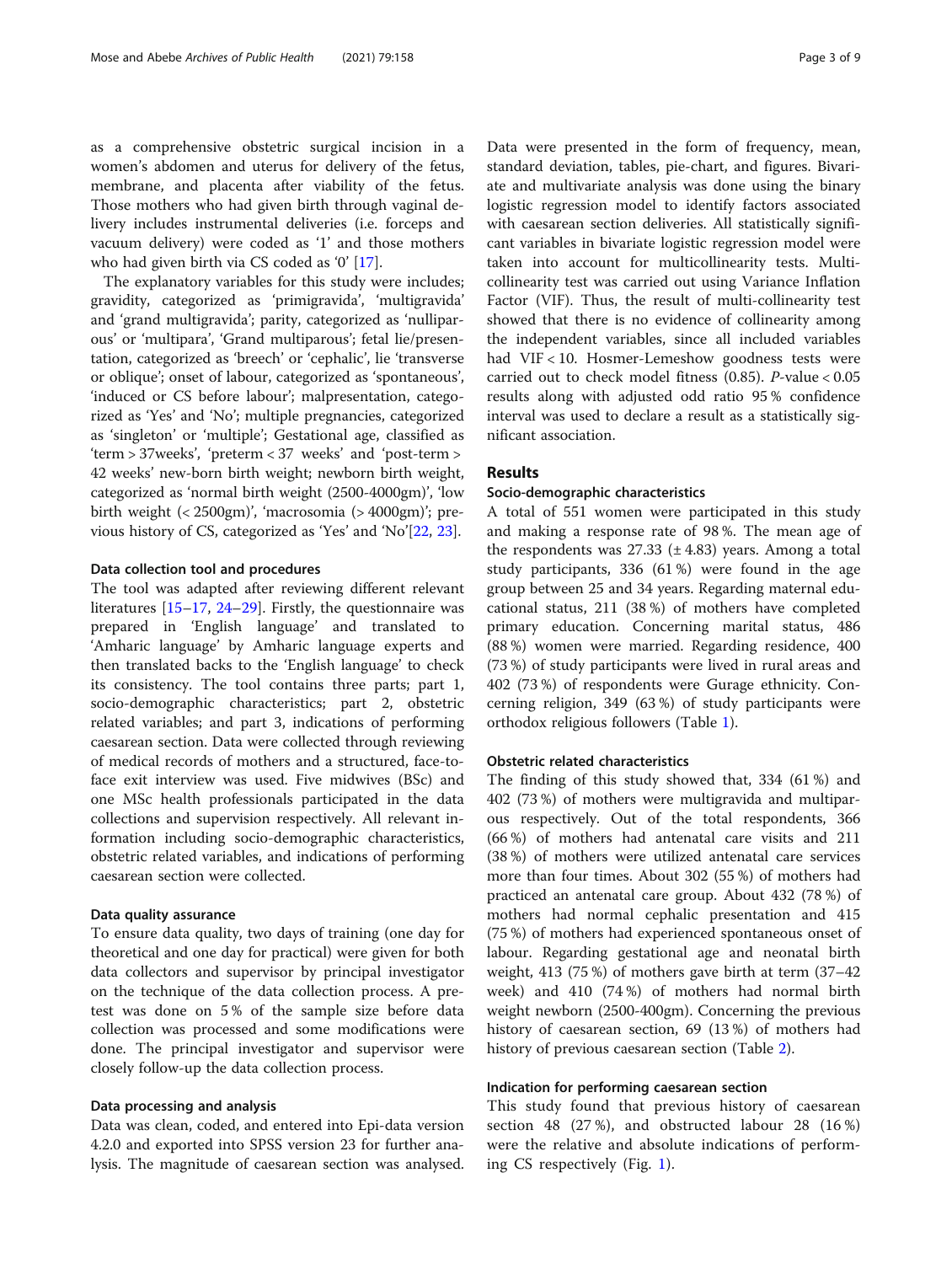as a comprehensive obstetric surgical incision in a women's abdomen and uterus for delivery of the fetus, membrane, and placenta after viability of the fetus. Those mothers who had given birth through vaginal delivery includes instrumental deliveries (i.e. forceps and vacuum delivery) were coded as '1' and those mothers who had given birth via CS coded as '0' [17].

The explanatory variables for this study were includes; gravidity, categorized as 'primigravida', 'multigravida' and 'grand multigravida'; parity, categorized as 'nulliparous' or 'multipara', 'Grand multiparous'; fetal lie/presentation, categorized as 'breech' or 'cephalic', lie 'transverse or oblique'; onset of labour, categorized as 'spontaneous', 'induced or CS before labour'; malpresentation, categorized as 'Yes' and 'No'; multiple pregnancies, categorized as 'singleton' or 'multiple'; Gestational age, classified as 'term > 37weeks', 'preterm < 37 weeks' and 'post-term > 42 weeks' new-born birth weight; newborn birth weight, categorized as 'normal birth weight (2500-4000gm)', 'low birth weight (< 2500gm)', 'macrosomia (> 4000gm)'; previous history of CS, categorized as 'Yes' and 'No'[22, 23].

### Data collection tool and procedures

The tool was adapted after reviewing different relevant literatures [15–17, 24–29]. Firstly, the questionnaire was prepared in 'English language' and translated to 'Amharic language' by Amharic language experts and then translated backs to the 'English language' to check its consistency. The tool contains three parts; part 1, socio-demographic characteristics; part 2, obstetric related variables; and part 3, indications of performing caesarean section. Data were collected through reviewing of medical records of mothers and a structured, face-to-face exit interview was used. Five midwives (BSc) and one MSc health professionals participated in the data collections and supervision respectively. All relevant information including socio-demographic characteristics, obstetric related variables, and indications of performing caesarean section were collected.

### Data quality assurance

To ensure data quality, two days of training (one day for theoretical and one day for practical) were given for both data collectors and supervisor by principal investigator on the technique of the data collection process. A pre-test was done on 5 % of the sample size before data collection was processed and some modifications were done. The principal investigator and supervisor were closely follow-up the data collection process.

### Data processing and analysis

Data was clean, coded, and entered into Epi-data version 4.2.0 and exported into SPSS version 23 for further analysis. The magnitude of caesarean section was analysed. Data were presented in the form of frequency, mean, standard deviation, tables, pie-chart, and figures. Bivariate and multivariate analysis was done using the binary logistic regression model to identify factors associated with caesarean section deliveries. All statistically significant variables in bivariate logistic regression model were taken into account for multicollinearity tests. Multicollinearity test was carried out using Variance Inflation Factor (VIF). Thus, the result of multi-collinearity test showed that there is no evidence of collinearity among the independent variables, since all included variables had VIF < 10. Hosmer-Lemeshow goodness tests were carried out to check model fitness (0.85). P-value < 0.05 results along with adjusted odd ratio 95 % confidence interval was used to declare a result as a statistically significant association.

## Results

### Socio-demographic characteristics

A total of 551 women were participated in this study and making a response rate of 98 %. The mean age of the respondents was 27.33 (± 4.83) years. Among a total study participants, 336 (61 %) were found in the age group between 25 and 34 years. Regarding maternal educational status, 211 (38 %) of mothers have completed primary education. Concerning marital status, 486 (88 %) women were married. Regarding residence, 400 (73 %) of study participants were lived in rural areas and 402 (73 %) of respondents were Gurage ethnicity. Concerning religion, 349 (63 %) of study participants were orthodox religious followers (Table 1).

### Obstetric related characteristics

The finding of this study showed that, 334 (61 %) and 402 (73 %) of mothers were multigravida and multiparous respectively. Out of the total respondents, 366 (66 %) of mothers had antenatal care visits and 211 (38 %) of mothers were utilized antenatal care services more than four times. About 302 (55 %) of mothers had practiced an antenatal care group. About 432 (78 %) of mothers had normal cephalic presentation and 415 (75 %) of mothers had experienced spontaneous onset of labour. Regarding gestational age and neonatal birth weight, 413 (75 %) of mothers gave birth at term (37–42 week) and 410 (74 %) of mothers had normal birth weight newborn (2500-400gm). Concerning the previous history of caesarean section, 69 (13 %) of mothers had history of previous caesarean section (Table 2).

### Indication for performing caesarean section

This study found that previous history of caesarean section 48 (27 %), and obstructed labour 28 (16 %) were the relative and absolute indications of performing CS respectively (Fig. 1).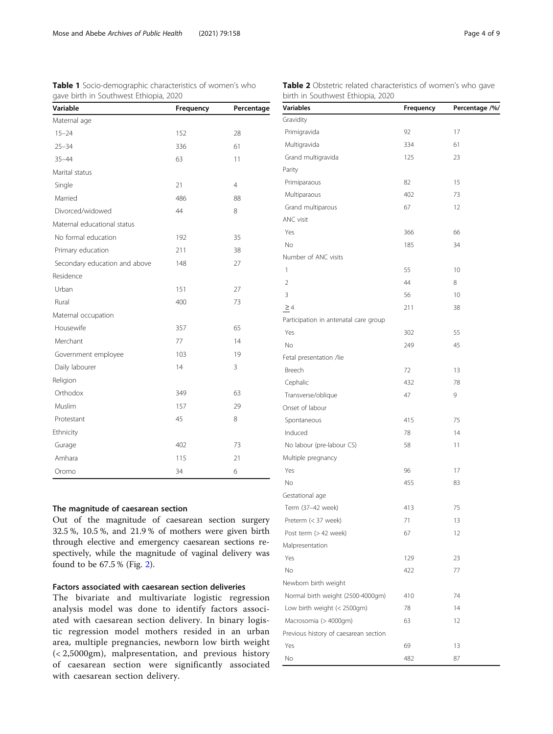**Table 1** Socio-demographic characteristics of women's who gave birth in Southwest Ethiopia, 2020

| Variable | Frequency | Percentage |
|---|---|---|
| Maternal age | | |
| 15–24 | 152 | 28 |
| 25–34 | 336 | 61 |
| 35–44 | 63 | 11 |
| Marital status | | |
| Single | 21 | 4 |
| Married | 486 | 88 |
| Divorced/widowed | 44 | 8 |
| Maternal educational status | | |
| No formal education | 192 | 35 |
| Primary education | 211 | 38 |
| Secondary education and above | 148 | 27 |
| Residence | | |
| Urban | 151 | 27 |
| Rural | 400 | 73 |
| Maternal occupation | | |
| Housewife | 357 | 65 |
| Merchant | 77 | 14 |
| Government employee | 103 | 19 |
| Daily labourer | 14 | 3 |
| Religion | | |
| Orthodox | 349 | 63 |
| Muslim | 157 | 29 |
| Protestant | 45 | 8 |
| Ethnicity | | |
| Gurage | 402 | 73 |
| Amhara | 115 | 21 |
| Oromo | 34 | 6 |

## The magnitude of caesarean section

Out of the magnitude of caesarean section surgery 32.5 %, 10.5 %, and 21.9 % of mothers were given birth through elective and emergency caesarean sections respectively, while the magnitude of vaginal delivery was found to be 67.5 % (Fig. 2).

## Factors associated with caesarean section deliveries

The bivariate and multivariate logistic regression analysis model was done to identify factors associated with caesarean section delivery. In binary logistic regression model mothers resided in an urban area, multiple pregnancies, newborn low birth weight (< 2,5000gm), malpresentation, and previous history of caesarean section were significantly associated with caesarean section delivery.

**Table 2** Obstetric related characteristics of women's who gave birth in Southwest Ethiopia, 2020

| Variables | Frequency | Percentage /%/ |
|---|---|---|
| Gravidity | | |
| Primigravida | 92 | 17 |
| Multigravida | 334 | 61 |
| Grand multigravida | 125 | 23 |
| Parity | | |
| Primiparaous | 82 | 15 |
| Multiparaous | 402 | 73 |
| Grand multiparous | 67 | 12 |
| ANC visit | | |
| Yes | 366 | 66 |
| No | 185 | 34 |
| Number of ANC visits | | |
| 1 | 55 | 10 |
| 2 | 44 | 8 |
| 3 | 56 | 10 |
| ≥ 4 | 211 | 38 |
| Participation in antenatal care group | | |
| Yes | 302 | 55 |
| No | 249 | 45 |
| Fetal presentation /lie | | |
| Breech | 72 | 13 |
| Cephalic | 432 | 78 |
| Transverse/oblique | 47 | 9 |
| Onset of labour | | |
| Spontaneous | 415 | 75 |
| Induced | 78 | 14 |
| No labour (pre-labour CS) | 58 | 11 |
| Multiple pregnancy | | |
| Yes | 96 | 17 |
| No | 455 | 83 |
| Gestational age | | |
| Term (37–42 week) | 413 | 75 |
| Preterm (< 37 week) | 71 | 13 |
| Post term (> 42 week) | 67 | 12 |
| Malpresentation | | |
| Yes | 129 | 23 |
| No | 422 | 77 |
| Newborn birth weight | | |
| Normal birth weight (2500-4000gm) | 410 | 74 |
| Low birth weight (< 2500gm) | 78 | 14 |
| Macrosomia (> 4000gm) | 63 | 12 |
| Previous history of caesarean section | | |
| Yes | 69 | 13 |
| No | 482 | 87 |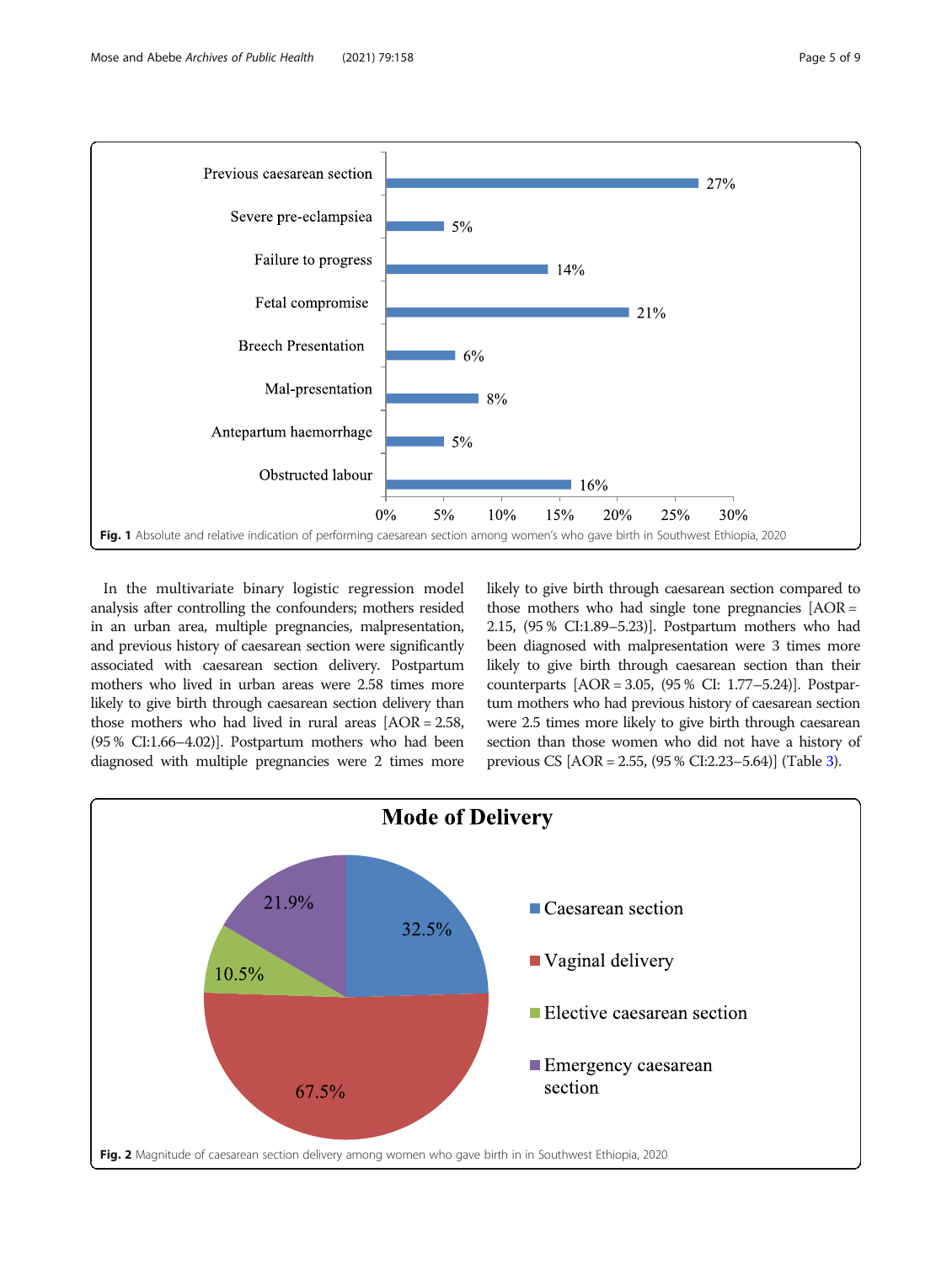Fig. 1 Absolute and relative indication of performing caesarean section among women's who gave birth in Southwest Ethiopia, 2020

In the multivariate binary logistic regression model analysis after controlling the confounders; mothers resided in an urban area, multiple pregnancies, malpresentation, and previous history of caesarean section were significantly associated with caesarean section delivery. Postpartum mothers who lived in urban areas were 2.58 times more likely to give birth through caesarean section delivery than those mothers who had lived in rural areas [AOR = 2.58, (95 % CI:1.66–4.02)]. Postpartum mothers who had been diagnosed with multiple pregnancies were 2 times more likely to give birth through caesarean section compared to those mothers who had single tone pregnancies [AOR = 2.15, (95 % CI:1.89–5.23)]. Postpartum mothers who had been diagnosed with malpresentation were 3 times more likely to give birth through caesarean section than their counterparts [AOR = 3.05, (95 % CI: 1.77–5.24)]. Postpartum mothers who had previous history of caesarean section were 2.5 times more likely to give birth through caesarean section than those women who did not have a history of previous CS [AOR = 2.55, (95 % CI:2.23–5.64)] (Table 3).

Fig. 2 Magnitude of caesarean section delivery among women who gave birth in in Southwest Ethiopia, 2020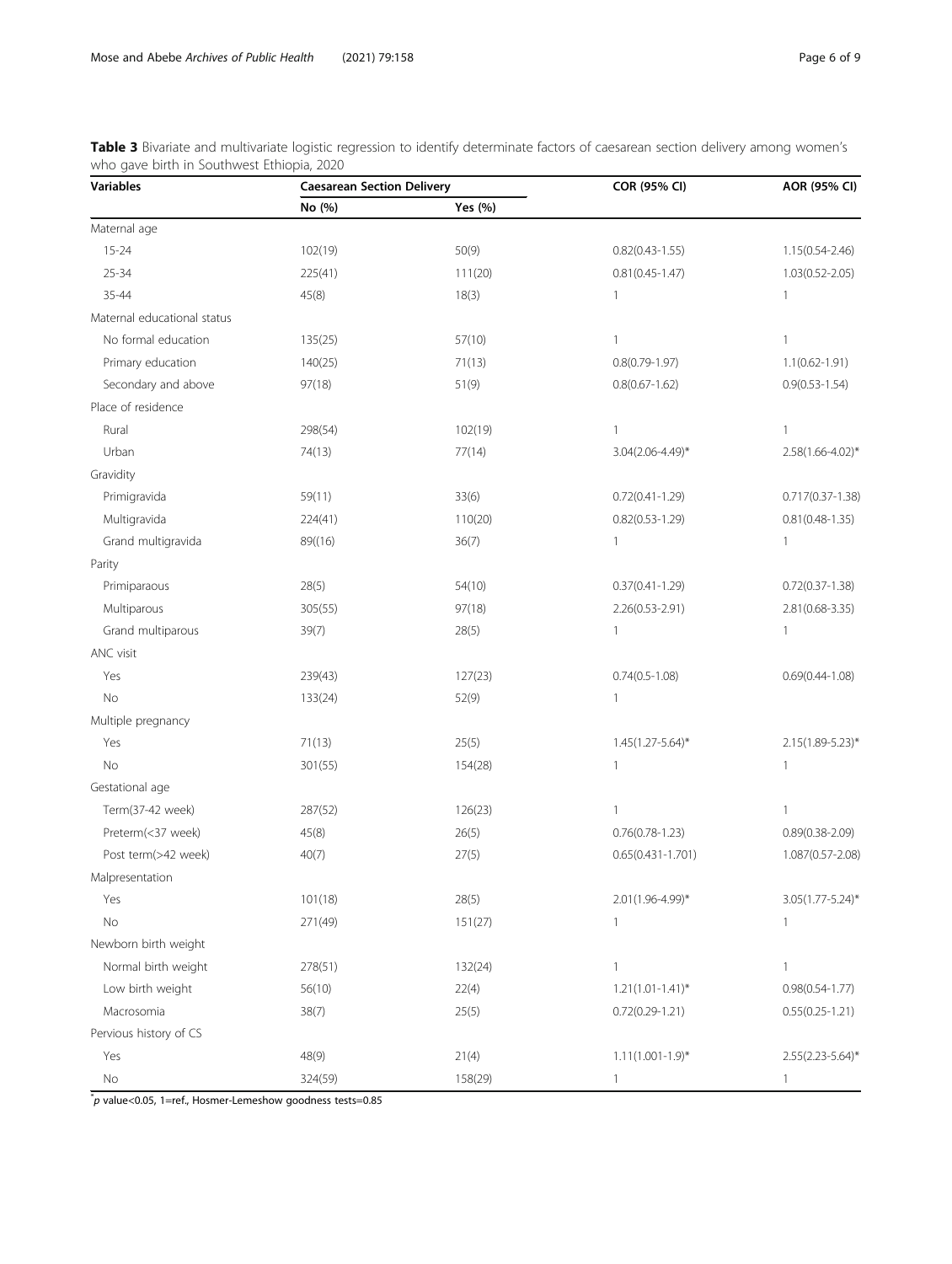**Table 3** Bivariate and multivariate logistic regression to identify determinate factors of caesarean section delivery among women's who gave birth in Southwest Ethiopia, 2020

| Variables | Caesarean Section Delivery | | COR (95% CI) | AOR (95% CI) |
|---|---|---|---|---|
| | No (%) | Yes (%) | | |
| Maternal age | | | | |
| 15-24 | 102(19) | 50(9) | 0.82(0.43-1.55) | 1.15(0.54-2.46) |
| 25-34 | 225(41) | 111(20) | 0.81(0.45-1.47) | 1.03(0.52-2.05) |
| 35-44 | 45(8) | 18(3) | 1 | 1 |
| Maternal educational status | | | | |
| No formal education | 135(25) | 57(10) | 1 | 1 |
| Primary education | 140(25) | 71(13) | 0.8(0.79-1.97) | 1.1(0.62-1.91) |
| Secondary and above | 97(18) | 51(9) | 0.8(0.67-1.62) | 0.9(0.53-1.54) |
| Place of residence | | | | |
| Rural | 298(54) | 102(19) | 1 | 1 |
| Urban | 74(13) | 77(14) | 3.04(2.06-4.49)* | 2.58(1.66-4.02)* |
| Gravidity | | | | |
| Primigravida | 59(11) | 33(6) | 0.72(0.41-1.29) | 0.717(0.37-1.38) |
| Multigravida | 224(41) | 110(20) | 0.82(0.53-1.29) | 0.81(0.48-1.35) |
| Grand multigravida | 89((16) | 36(7) | 1 | 1 |
| Parity | | | | |
| Primiparaous | 28(5) | 54(10) | 0.37(0.41-1.29) | 0.72(0.37-1.38) |
| Multiparous | 305(55) | 97(18) | 2.26(0.53-2.91) | 2.81(0.68-3.35) |
| Grand multiparous | 39(7) | 28(5) | 1 | 1 |
| ANC visit | | | | |
| Yes | 239(43) | 127(23) | 0.74(0.5-1.08) | 0.69(0.44-1.08) |
| No | 133(24) | 52(9) | 1 | |
| Multiple pregnancy | | | | |
| Yes | 71(13) | 25(5) | 1.45(1.27-5.64)* | 2.15(1.89-5.23)* |
| No | 301(55) | 154(28) | 1 | 1 |
| Gestational age | | | | |
| Term(37-42 week) | 287(52) | 126(23) | 1 | 1 |
| Preterm(<37 week) | 45(8) | 26(5) | 0.76(0.78-1.23) | 0.89(0.38-2.09) |
| Post term(>42 week) | 40(7) | 27(5) | 0.65(0.431-1.701) | 1.087(0.57-2.08) |
| Malpresentation | | | | |
| Yes | 101(18) | 28(5) | 2.01(1.96-4.99)* | 3.05(1.77-5.24)* |
| No | 271(49) | 151(27) | 1 | 1 |
| Newborn birth weight | | | | |
| Normal birth weight | 278(51) | 132(24) | 1 | 1 |
| Low birth weight | 56(10) | 22(4) | 1.21(1.01-1.41)* | 0.98(0.54-1.77) |
| Macrosomia | 38(7) | 25(5) | 0.72(0.29-1.21) | 0.55(0.25-1.21) |
| Pervious history of CS | | | | |
| Yes | 48(9) | 21(4) | 1.11(1.001-1.9)* | 2.55(2.23-5.64)* |
| No | 324(59) | 158(29) | 1 | 1 |

*$p$ value<0.05, 1=ref., Hosmer-Lemeshow goodness tests=0.85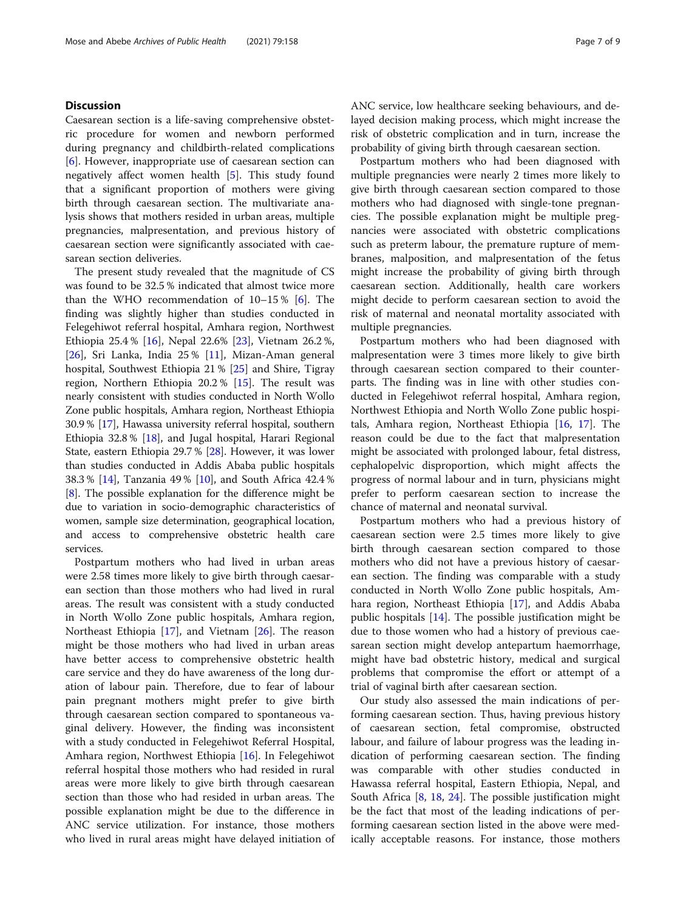## Discussion

Caesarean section is a life-saving comprehensive obstetric procedure for women and newborn performed during pregnancy and childbirth-related complications [6]. However, inappropriate use of caesarean section can negatively affect women health [5]. This study found that a significant proportion of mothers were giving birth through caesarean section. The multivariate analysis shows that mothers resided in urban areas, multiple pregnancies, malpresentation, and previous history of caesarean section were significantly associated with caesarean section deliveries.

The present study revealed that the magnitude of CS was found to be 32.5 % indicated that almost twice more than the WHO recommendation of 10–15 % [6]. The finding was slightly higher than studies conducted in Felegehiwot referral hospital, Amhara region, Northwest Ethiopia 25.4 % [16], Nepal 22.6% [23], Vietnam 26.2 %, [26], Sri Lanka, India 25 % [11], Mizan-Aman general hospital, Southwest Ethiopia 21 % [25] and Shire, Tigray region, Northern Ethiopia 20.2 % [15]. The result was nearly consistent with studies conducted in North Wollo Zone public hospitals, Amhara region, Northeast Ethiopia 30.9 % [17], Hawassa university referral hospital, southern Ethiopia 32.8 % [18], and Jugal hospital, Harari Regional State, eastern Ethiopia 29.7 % [28]. However, it was lower than studies conducted in Addis Ababa public hospitals 38.3 % [14], Tanzania 49 % [10], and South Africa 42.4 % [8]. The possible explanation for the difference might be due to variation in socio-demographic characteristics of women, sample size determination, geographical location, and access to comprehensive obstetric health care services.

Postpartum mothers who had lived in urban areas were 2.58 times more likely to give birth through caesarean section than those mothers who had lived in rural areas. The result was consistent with a study conducted in North Wollo Zone public hospitals, Amhara region, Northeast Ethiopia [17], and Vietnam [26]. The reason might be those mothers who had lived in urban areas have better access to comprehensive obstetric health care service and they do have awareness of the long duration of labour pain. Therefore, due to fear of labour pain pregnant mothers might prefer to give birth through caesarean section compared to spontaneous vaginal delivery. However, the finding was inconsistent with a study conducted in Felegehiwot Referral Hospital, Amhara region, Northwest Ethiopia [16]. In Felegehiwot referral hospital those mothers who had resided in rural areas were more likely to give birth through caesarean section than those who had resided in urban areas. The possible explanation might be due to the difference in ANC service utilization. For instance, those mothers who lived in rural areas might have delayed initiation of ANC service, low healthcare seeking behaviours, and delayed decision making process, which might increase the risk of obstetric complication and in turn, increase the probability of giving birth through caesarean section.

Postpartum mothers who had been diagnosed with multiple pregnancies were nearly 2 times more likely to give birth through caesarean section compared to those mothers who had diagnosed with single-tone pregnancies. The possible explanation might be multiple pregnancies were associated with obstetric complications such as preterm labour, the premature rupture of membranes, malposition, and malpresentation of the fetus might increase the probability of giving birth through caesarean section. Additionally, health care workers might decide to perform caesarean section to avoid the risk of maternal and neonatal mortality associated with multiple pregnancies.

Postpartum mothers who had been diagnosed with malpresentation were 3 times more likely to give birth through caesarean section compared to their counterparts. The finding was in line with other studies conducted in Felegehiwot referral hospital, Amhara region, Northwest Ethiopia and North Wollo Zone public hospitals, Amhara region, Northeast Ethiopia [16, 17]. The reason could be due to the fact that malpresentation might be associated with prolonged labour, fetal distress, cephalopelvic disproportion, which might affects the progress of normal labour and in turn, physicians might prefer to perform caesarean section to increase the chance of maternal and neonatal survival.

Postpartum mothers who had a previous history of caesarean section were 2.5 times more likely to give birth through caesarean section compared to those mothers who did not have a previous history of caesarean section. The finding was comparable with a study conducted in North Wollo Zone public hospitals, Amhara region, Northeast Ethiopia [17], and Addis Ababa public hospitals [14]. The possible justification might be due to those women who had a history of previous caesarean section might develop antepartum haemorrhage, might have bad obstetric history, medical and surgical problems that compromise the effort or attempt of a trial of vaginal birth after caesarean section.

Our study also assessed the main indications of performing caesarean section. Thus, having previous history of caesarean section, fetal compromise, obstructed labour, and failure of labour progress was the leading indication of performing caesarean section. The finding was comparable with other studies conducted in Hawassa referral hospital, Eastern Ethiopia, Nepal, and South Africa [8, 18, 24]. The possible justification might be the fact that most of the leading indications of performing caesarean section listed in the above were medically acceptable reasons. For instance, those mothers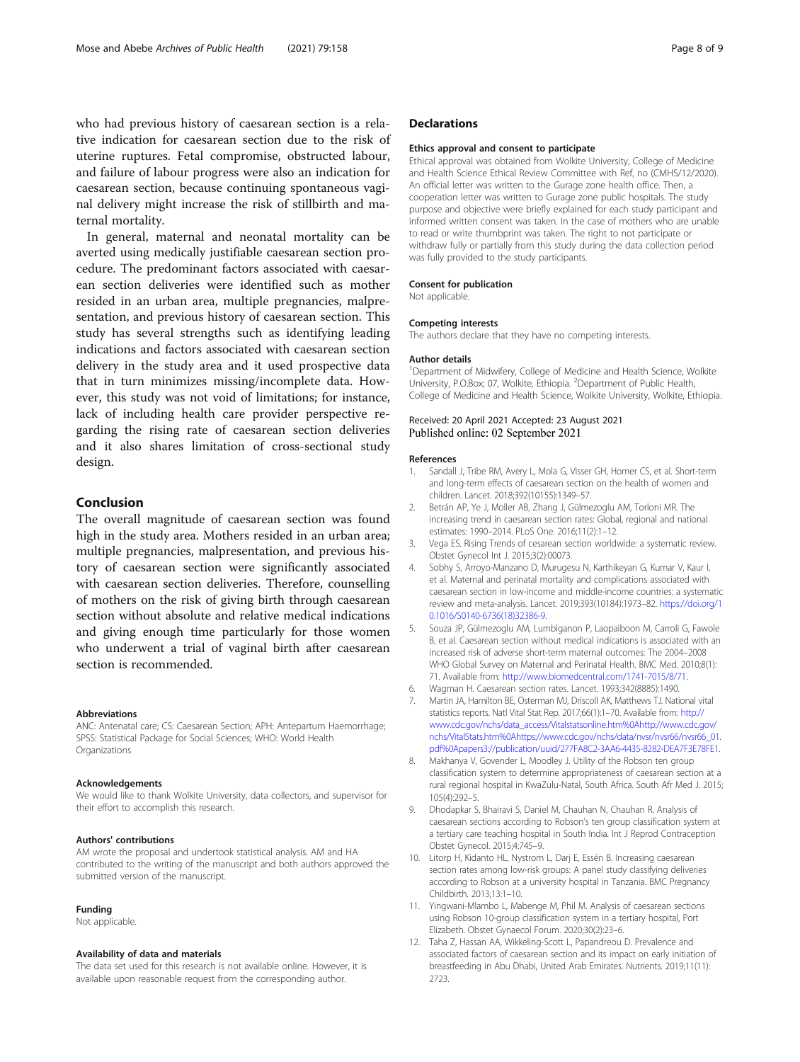who had previous history of caesarean section is a relative indication for caesarean section due to the risk of uterine ruptures. Fetal compromise, obstructed labour, and failure of labour progress were also an indication for caesarean section, because continuing spontaneous vaginal delivery might increase the risk of stillbirth and maternal mortality.

In general, maternal and neonatal mortality can be averted using medically justifiable caesarean section procedure. The predominant factors associated with caesarean section deliveries were identified such as mother resided in an urban area, multiple pregnancies, malpresentation, and previous history of caesarean section. This study has several strengths such as identifying leading indications and factors associated with caesarean section delivery in the study area and it used prospective data that in turn minimizes missing/incomplete data. However, this study was not void of limitations; for instance, lack of including health care provider perspective regarding the rising rate of caesarean section deliveries and it also shares limitation of cross-sectional study design.

## Conclusion

The overall magnitude of caesarean section was found high in the study area. Mothers resided in an urban area; multiple pregnancies, malpresentation, and previous history of caesarean section were significantly associated with caesarean section deliveries. Therefore, counselling of mothers on the risk of giving birth through caesarean section without absolute and relative medical indications and giving enough time particularly for those women who underwent a trial of vaginal birth after caesarean section is recommended.

#### Abbreviations

ANC: Antenatal care; CS: Caesarean Section; APH: Antepartum Haemorrhage; SPSS: Statistical Package for Social Sciences; WHO: World Health Organizations

#### Acknowledgements

We would like to thank Wolkite University, data collectors, and supervisor for their effort to accomplish this research.

#### Authors' contributions

AM wrote the proposal and undertook statistical analysis. AM and HA contributed to the writing of the manuscript and both authors approved the submitted version of the manuscript.

#### Funding

Not applicable.

#### Availability of data and materials

The data set used for this research is not available online. However, it is available upon reasonable request from the corresponding author.

## Declarations

#### Ethics approval and consent to participate

Ethical approval was obtained from Wolkite University, College of Medicine and Health Science Ethical Review Committee with Ref, no (CMHS/12/2020). An official letter was written to the Gurage zone health office. Then, a cooperation letter was written to Gurage zone public hospitals. The study purpose and objective were briefly explained for each study participant and informed written consent was taken. In the case of mothers who are unable to read or write thumbprint was taken. The right to not participate or withdraw fully or partially from this study during the data collection period was fully provided to the study participants.

#### Consent for publication

Not applicable.

#### Competing interests

The authors declare that they have no competing interests.

#### Author details

[1]Department of Midwifery, College of Medicine and Health Science, Wolkite University, P.O.Box; 07, Wolkite, Ethiopia. [2]Department of Public Health, College of Medicine and Health Science, Wolkite University, Wolkite, Ethiopia.

Received: 20 April 2021 Accepted: 23 August 2021
Published online: 02 September 2021

#### References

1. Sandall J, Tribe RM, Avery L, Mola G, Visser GH, Homer CS, et al. Short-term and long-term effects of caesarean section on the health of women and children. Lancet. 2018;392(10155):1349–57.
2. Betrán AP, Ye J, Moller AB, Zhang J, Gülmezoglu AM, Torloni MR. The increasing trend in caesarean section rates: Global, regional and national estimates: 1990–2014. PLoS One. 2016;11(2):1–12.
3. Vega ES. Rising Trends of cesarean section worldwide: a systematic review. Obstet Gynecol Int J. 2015;3(2):00073.
4. Sobhy S, Arroyo-Manzano D, Murugesu N, Karthikeyan G, Kumar V, Kaur I, et al. Maternal and perinatal mortality and complications associated with caesarean section in low-income and middle-income countries: a systematic review and meta-analysis. Lancet. 2019;393(10184):1973–82. https://doi.org/10.1016/S0140-6736(18)32386-9.
5. Souza JP, Gülmezoglu AM, Lumbiganon P, Laopaiboon M, Carroli G, Fawole B, et al. Caesarean section without medical indications is associated with an increased risk of adverse short-term maternal outcomes: The 2004–2008 WHO Global Survey on Maternal and Perinatal Health. BMC Med. 2010;8(1):71. Available from: http://www.biomedcentral.com/1741-7015/8/71.
6. Wagman H. Caesarean section rates. Lancet. 1993;342(8885):1490.
7. Martin JA, Hamilton BE, Osterman MJ, Driscoll AK, Matthews TJ. National vital statistics reports. Natl Vital Stat Rep. 2017;66(1):1–70. Available from: http://www.cdc.gov/nchs/data_access/Vitalstatsonline.htm%0Ahttp://www.cdc.gov/nchs/VitalStats.htm%0Ahttps://www.cdc.gov/nchs/data/nvsr/nvsr66/nvsr66_01.pdf%0Apapers3://publication/uuid/277FA8C2-3AA6-4435-8282-DEA7F3E78FE1.
8. Makhanya V, Govender L, Moodley J. Utility of the Robson ten group classification system to determine appropriateness of caesarean section at a rural regional hospital in KwaZulu-Natal, South Africa. South Afr Med J. 2015;105(4):292–5.
9. Dhodapkar S, Bhairavi S, Daniel M, Chauhan N, Chauhan R. Analysis of caesarean sections according to Robson's ten group classification system at a tertiary care teaching hospital in South India. Int J Reprod Contraception Obstet Gynecol. 2015;4:745–9.
10. Litorp H, Kidanto HL, Nystrom L, Darj E, Essén B. Increasing caesarean section rates among low-risk groups: A panel study classifying deliveries according to Robson at a university hospital in Tanzania. BMC Pregnancy Childbirth. 2013;13:1–10.
11. Yingwani-Mlambo L, Mabenge M, Phil M. Analysis of caesarean sections using Robson 10-group classification system in a tertiary hospital, Port Elizabeth. Obstet Gynaecol Forum. 2020;30(2):23–6.
12. Taha Z, Hassan AA, Wikkeling-Scott L, Papandreou D. Prevalence and associated factors of caesarean section and its impact on early initiation of breastfeeding in Abu Dhabi, United Arab Emirates. Nutrients. 2019;11(11):2723.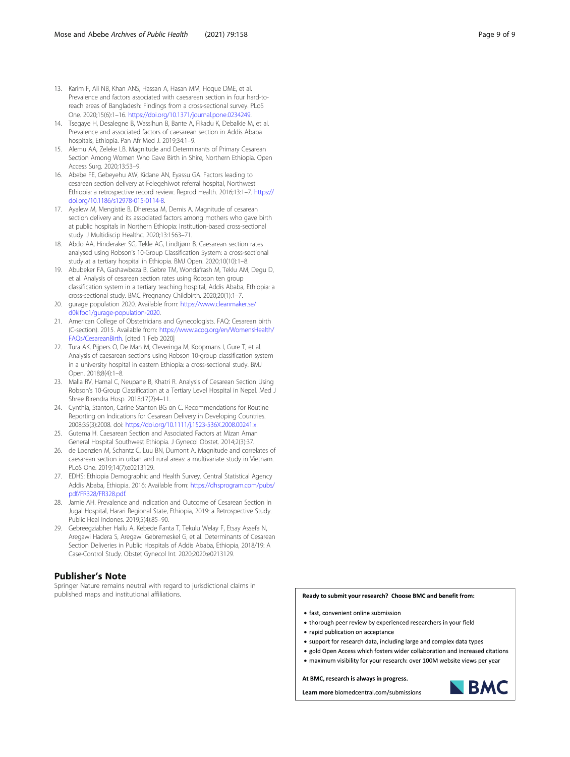13. Karim F, Ali NB, Khan ANS, Hassan A, Hasan MM, Hoque DME, et al. Prevalence and factors associated with caesarean section in four hard-to-reach areas of Bangladesh: Findings from a cross-sectional survey. PLoS One. 2020;15(6):1–16. https://doi.org/10.1371/journal.pone.0234249.
14. Tsegaye H, Desalegne B, Wassihun B, Bante A, Fikadu K, Debalkie M, et al. Prevalence and associated factors of caesarean section in Addis Ababa hospitals, Ethiopia. Pan Afr Med J. 2019;34:1–9.
15. Alemu AA, Zeleke LB. Magnitude and Determinants of Primary Cesarean Section Among Women Who Gave Birth in Shire, Northern Ethiopia. Open Access Surg. 2020;13:53–9.
16. Abebe FE, Gebeyehu AW, Kidane AN, Eyassu GA. Factors leading to cesarean section delivery at Felegehiwot referral hospital, Northwest Ethiopia: a retrospective record review. Reprod Health. 2016;13:1–7. https://doi.org/10.1186/s12978-015-0114-8.
17. Ayalew M, Mengistie B, Dheressa M, Demis A. Magnitude of cesarean section delivery and its associated factors among mothers who gave birth at public hospitals in Northern Ethiopia: Institution-based cross-sectional study. J Multidiscip Healthc. 2020;13:1563–71.
18. Abdo AA, Hinderaker SG, Tekle AG, Lindtjørn B. Caesarean section rates analysed using Robson's 10-Group Classification System: a cross-sectional study at a tertiary hospital in Ethiopia. BMJ Open. 2020;10(10):1–8.
19. Abubeker FA, Gashawbeza B, Gebre TM, Wondafrash M, Teklu AM, Degu D, et al. Analysis of cesarean section rates using Robson ten group classification system in a tertiary teaching hospital, Addis Ababa, Ethiopia: a cross-sectional study. BMC Pregnancy Childbirth. 2020;20(1):1–7.
20. gurage population 2020. Available from: https://www.cleanmaker.se/d0klfoc1/gurage-population-2020.
21. American College of Obstetricians and Gynecologists. FAQ: Cesarean birth (C-section). 2015. Available from: https://www.acog.org/en/WomensHealth/FAQs/CesareanBirth. [cited 1 Feb 2020]
22. Tura AK, Pijpers O, De Man M, Cleveringa M, Koopmans I, Gure T, et al. Analysis of caesarean sections using Robson 10-group classification system in a university hospital in eastern Ethiopia: a cross-sectional study. BMJ Open. 2018;8(4):1–8.
23. Malla RV, Hamal C, Neupane B, Khatri R. Analysis of Cesarean Section Using Robson's 10-Group Classification at a Tertiary Level Hospital in Nepal. Med J Shree Birendra Hosp. 2018;17(2):4–11.
24. Cynthia, Stanton, Carine Stanton BG on C. Recommendations for Routine Reporting on Indications for Cesarean Delivery in Developing Countries. 2008;35(3):2008. doi: https://doi.org/10.1111/j.1523-536X.2008.00241.x.
25. Gutema H. Caesarean Section and Associated Factors at Mizan Aman General Hospital Southwest Ethiopia. J Gynecol Obstet. 2014;2(3):37.
26. de Loenzien M, Schantz C, Luu BN, Dumont A. Magnitude and correlates of caesarean section in urban and rural areas: a multivariate study in Vietnam. PLoS One. 2019;14(7):e0213129.
27. EDHS: Ethiopia Demographic and Health Survey. Central Statistical Agency Addis Ababa, Ethiopia. 2016; Available from: https://dhsprogram.com/pubs/pdf/FR328/FR328.pdf.
28. Jamie AH. Prevalence and Indication and Outcome of Cesarean Section in Jugal Hospital, Harari Regional State, Ethiopia, 2019: a Retrospective Study. Public Heal Indones. 2019;5(4):85–90.
29. Gebreegziabher Hailu A, Kebede Fanta T, Tekulu Welay F, Etsay Assefa N, Aregawi Hadera S, Aregawi Gebremeskel G, et al. Determinants of Cesarean Section Deliveries in Public Hospitals of Addis Ababa, Ethiopia, 2018/19: A Case-Control Study. Obstet Gynecol Int. 2020;2020:e0213129.

## Publisher's Note

Springer Nature remains neutral with regard to jurisdictional claims in published maps and institutional affiliations.

**Ready to submit your research? Choose BMC and benefit from:**

- fast, convenient online submission
- thorough peer review by experienced researchers in your field
- rapid publication on acceptance
- support for research data, including large and complex data types
- gold Open Access which fosters wider collaboration and increased citations
- maximum visibility for your research: over 100M website views per year

**At BMC, research is always in progress.**

**Learn more** biomedcentral.com/submissions

BMC